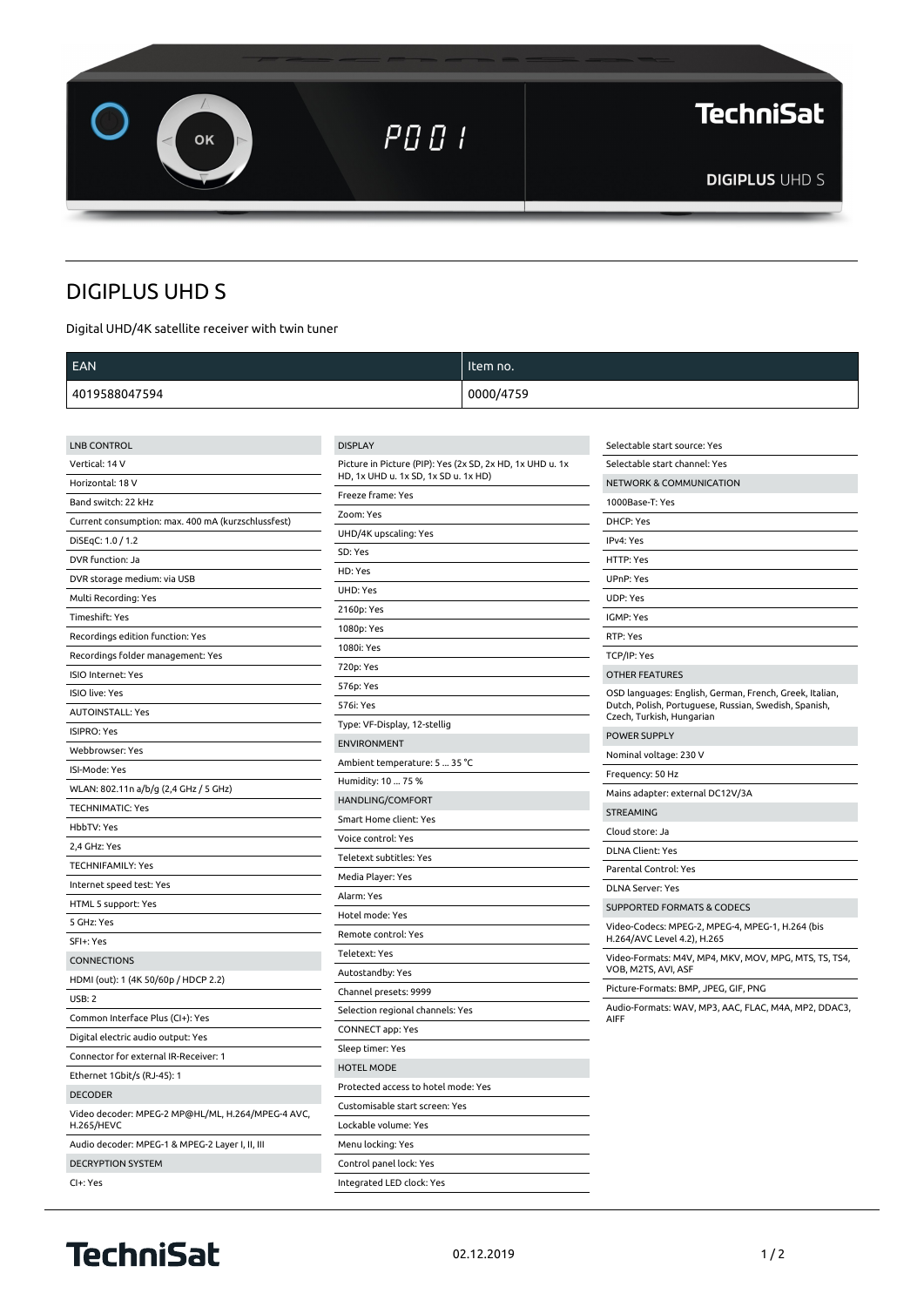# DIGIPLUS UHD S

Digital UHD/4K satellite receiver with twin tuner

| EAN | Item no. |
|---|---|
| 4019588047594 | 0000/4759 |

## LNB CONTROL

- Vertical: 14 V
- Horizontal: 18 V
- Band switch: 22 kHz
- Current consumption: max. 400 mA (kurzschlussfest)
- DiSEqC: 1.0 / 1.2
- DVR function: Ja
- DVR storage medium: via USB
- Multi Recording: Yes
- Timeshift: Yes
- Recordings edition function: Yes
- Recordings folder management: Yes
- ISIO Internet: Yes
- ISIO live: Yes
- AUTOINSTALL: Yes
- ISIPRO: Yes
- Webbrowser: Yes
- ISI-Mode: Yes
- WLAN: 802.11n a/b/g (2,4 GHz / 5 GHz)
- TECHNIMATIC: Yes
- HbbTV: Yes
- 2,4 GHz: Yes
- TECHNIFAMILY: Yes
- Internet speed test: Yes
- HTML 5 support: Yes
- 5 GHz: Yes
- SFI+: Yes

## CONNECTIONS

- HDMI (out): 1 (4K 50/60p / HDCP 2.2)
- USB: 2
- Common Interface Plus (CI+): Yes
- Digital electric audio output: Yes
- Connector for external IR-Receiver: 1
- Ethernet 1Gbit/s (RJ-45): 1

## DECODER

- Video decoder: MPEG-2 MP@HL/ML, H.264/MPEG-4 AVC, H.265/HEVC
- Audio decoder: MPEG-1 & MPEG-2 Layer I, II, III

## DECRYPTION SYSTEM

- CI+: Yes

## DISPLAY

- Picture in Picture (PIP): Yes (2x SD, 2x HD, 1x UHD u. 1x HD, 1x UHD u. 1x SD, 1x SD u. 1x HD)
- Freeze frame: Yes
- Zoom: Yes
- UHD/4K upscaling: Yes
- SD: Yes
- HD: Yes
- UHD: Yes
- 2160p: Yes
- 1080p: Yes
- 1080i: Yes
- 720p: Yes
- 576p: Yes
- 576i: Yes
- Type: VF-Display, 12-stellig

## ENVIRONMENT

- Ambient temperature: 5 ... 35 °C
- Humidity: 10 ... 75 %

## HANDLING/COMFORT

- Smart Home client: Yes
- Voice control: Yes
- Teletext subtitles: Yes
- Media Player: Yes
- Alarm: Yes
- Hotel mode: Yes
- Remote control: Yes
- Teletext: Yes
- Autostandby: Yes
- Channel presets: 9999
- Selection regional channels: Yes
- CONNECT app: Yes
- Sleep timer: Yes

## HOTEL MODE

- Protected access to hotel mode: Yes
- Customisable start screen: Yes
- Lockable volume: Yes
- Menu locking: Yes
- Control panel lock: Yes
- Integrated LED clock: Yes
- Selectable start source: Yes
- Selectable start channel: Yes

## NETWORK & COMMUNICATION

- 1000Base-T: Yes
- DHCP: Yes
- IPv4: Yes
- HTTP: Yes
- UPnP: Yes
- UDP: Yes
- IGMP: Yes
- RTP: Yes
- TCP/IP: Yes

## OTHER FEATURES

- OSD languages: English, German, French, Greek, Italian, Dutch, Polish, Portuguese, Russian, Swedish, Spanish, Czech, Turkish, Hungarian

## POWER SUPPLY

- Nominal voltage: 230 V
- Frequency: 50 Hz
- Mains adapter: external DC12V/3A

## STREAMING

- Cloud store: Ja
- DLNA Client: Yes
- Parental Control: Yes
- DLNA Server: Yes

## SUPPORTED FORMATS & CODECS

- Video-Codecs: MPEG-2, MPEG-4, MPEG-1, H.264 (bis H.264/AVC Level 4.2), H.265
- Video-Formats: M4V, MP4, MKV, MOV, MPG, MTS, TS, TS4, VOB, M2TS, AVI, ASF
- Picture-Formats: BMP, JPEG, GIF, PNG
- Audio-Formats: WAV, MP3, AAC, FLAC, M4A, MP2, DDAC3, AIFF

02.12.2019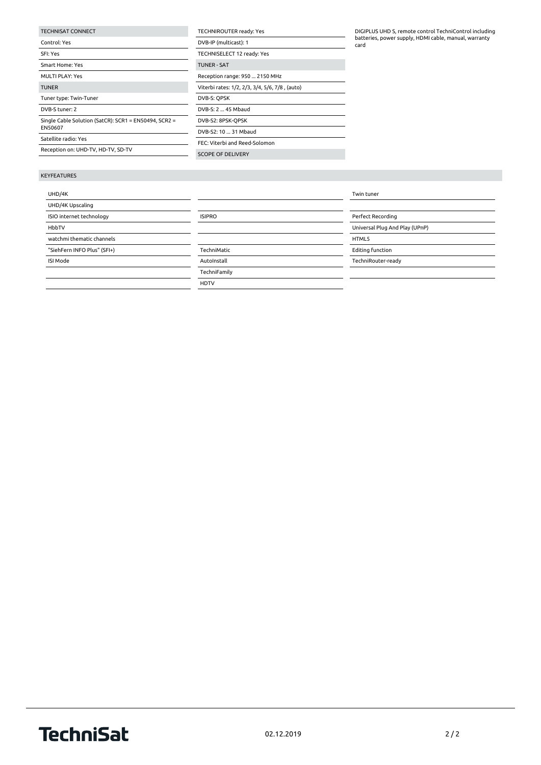## TECHNISAT CONNECT

Control: Yes

SFI: Yes

Smart Home: Yes

MULTI PLAY: Yes

## TUNER

Tuner type: Twin-Tuner

DVB-S tuner: 2

Single Cable Solution (SatCR): SCR1 = EN50494, SCR2 = EN50607

Satellite radio: Yes

Reception on: UHD-TV, HD-TV, SD-TV

TECHNIROUTER ready: Yes

DVB-IP (multicast): 1

TECHNISELECT 12 ready: Yes

## TUNER - SAT

Reception range: 950 ... 2150 MHz

Viterbi rates: 1/2, 2/3, 3/4, 5/6, 7/8 , (auto)

DVB-S: QPSK

DVB-S: 2 ... 45 Mbaud

DVB-S2: 8PSK-QPSK

DVB-S2: 10 ... 31 Mbaud

FEC: Viterbi and Reed-Solomon

## SCOPE OF DELIVERY

DIGIPLUS UHD S, remote control TechniControl including batteries, power supply, HDMI cable, manual, warranty card

## KEYFEATURES

| | | |
|---|---|---|
| UHD/4K | | Twin tuner |
| UHD/4K Upscaling | | |
| ISIO internet technology | ISIPRO | Perfect Recording |
| HbbTV | | Universal Plug And Play (UPnP) |
| watchmi thematic channels | | HTML5 |
| "SiehFern INFO Plus" (SFI+) | TechniMatic | Editing function |
| ISI Mode | AutoInstall | TechniRouter-ready |
| | TechniFamily | |
| | HDTV | |

02.12.2019